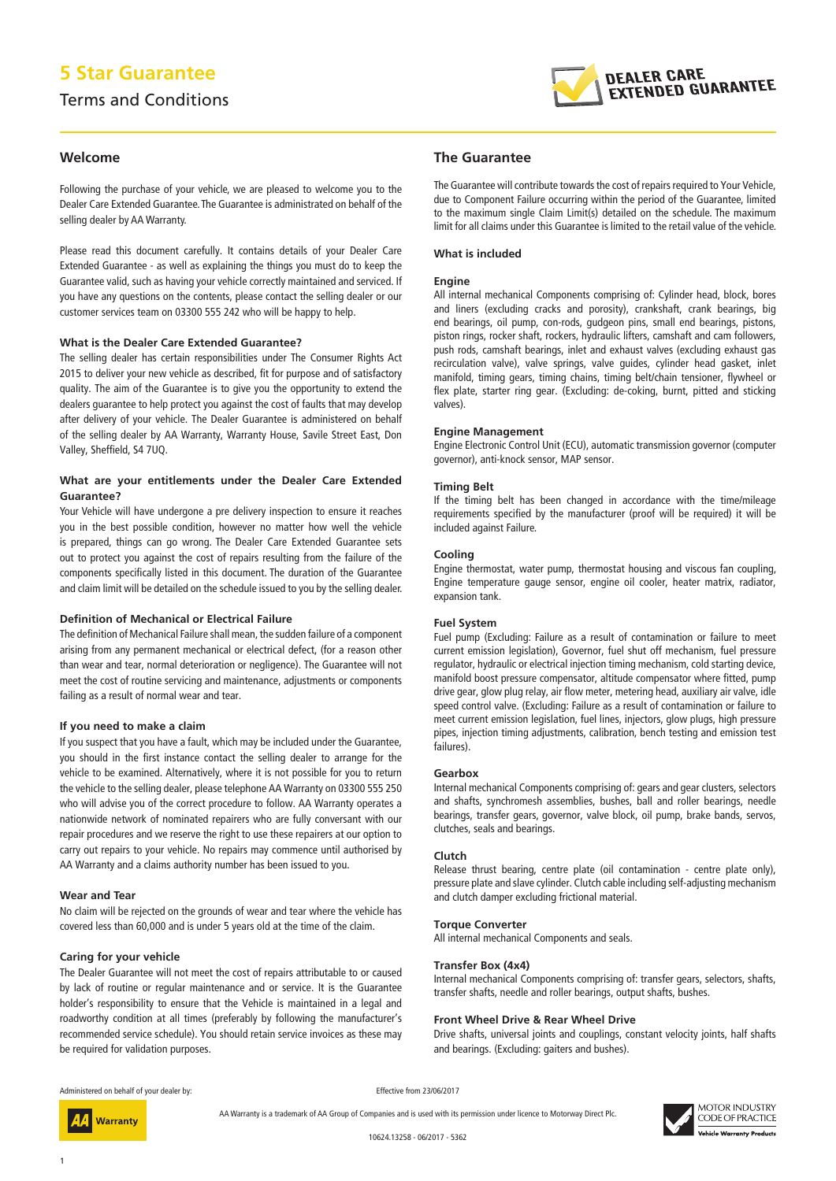# 5 Star Guarantee

Terms and Conditions

DEALER CARE EXTENDED GUARANTEE

## Welcome

Following the purchase of your vehicle, we are pleased to welcome you to the Dealer Care Extended Guarantee. The Guarantee is administrated on behalf of the selling dealer by AA Warranty.

Please read this document carefully. It contains details of your Dealer Care Extended Guarantee - as well as explaining the things you must do to keep the Guarantee valid, such as having your vehicle correctly maintained and serviced. If you have any questions on the contents, please contact the selling dealer or our customer services team on 03300 555 242 who will be happy to help.

### What is the Dealer Care Extended Guarantee?

The selling dealer has certain responsibilities under The Consumer Rights Act 2015 to deliver your new vehicle as described, fit for purpose and of satisfactory quality. The aim of the Guarantee is to give you the opportunity to extend the dealers guarantee to help protect you against the cost of faults that may develop after delivery of your vehicle. The Dealer Guarantee is administered on behalf of the selling dealer by AA Warranty, Warranty House, Savile Street East, Don Valley, Sheffield, S4 7UQ.

### What are your entitlements under the Dealer Care Extended Guarantee?

Your Vehicle will have undergone a pre delivery inspection to ensure it reaches you in the best possible condition, however no matter how well the vehicle is prepared, things can go wrong. The Dealer Care Extended Guarantee sets out to protect you against the cost of repairs resulting from the failure of the components specifically listed in this document. The duration of the Guarantee and claim limit will be detailed on the schedule issued to you by the selling dealer.

### Definition of Mechanical or Electrical Failure

The definition of Mechanical Failure shall mean, the sudden failure of a component arising from any permanent mechanical or electrical defect, (for a reason other than wear and tear, normal deterioration or negligence). The Guarantee will not meet the cost of routine servicing and maintenance, adjustments or components failing as a result of normal wear and tear.

### If you need to make a claim

If you suspect that you have a fault, which may be included under the Guarantee, you should in the first instance contact the selling dealer to arrange for the vehicle to be examined. Alternatively, where it is not possible for you to return the vehicle to the selling dealer, please telephone AA Warranty on 03300 555 250 who will advise you of the correct procedure to follow. AA Warranty operates a nationwide network of nominated repairers who are fully conversant with our repair procedures and we reserve the right to use these repairers at our option to carry out repairs to your vehicle. No repairs may commence until authorised by AA Warranty and a claims authority number has been issued to you.

### Wear and Tear

No claim will be rejected on the grounds of wear and tear where the vehicle has covered less than 60,000 and is under 5 years old at the time of the claim.

### Caring for your vehicle

The Dealer Guarantee will not meet the cost of repairs attributable to or caused by lack of routine or regular maintenance and or service. It is the Guarantee holder's responsibility to ensure that the Vehicle is maintained in a legal and roadworthy condition at all times (preferably by following the manufacturer's recommended service schedule). You should retain service invoices as these may be required for validation purposes.

## The Guarantee

The Guarantee will contribute towards the cost of repairs required to Your Vehicle, due to Component Failure occurring within the period of the Guarantee, limited to the maximum single Claim Limit(s) detailed on the schedule. The maximum limit for all claims under this Guarantee is limited to the retail value of the vehicle.

### What is included

#### Engine

All internal mechanical Components comprising of: Cylinder head, block, bores and liners (excluding cracks and porosity), crankshaft, crank bearings, big end bearings, oil pump, con-rods, gudgeon pins, small end bearings, pistons, piston rings, rocker shaft, rockers, hydraulic lifters, camshaft and cam followers, push rods, camshaft bearings, inlet and exhaust valves (excluding exhaust gas recirculation valve), valve springs, valve guides, cylinder head gasket, inlet manifold, timing gears, timing chains, timing belt/chain tensioner, flywheel or flex plate, starter ring gear. (Excluding: de-coking, burnt, pitted and sticking valves).

#### Engine Management

Engine Electronic Control Unit (ECU), automatic transmission governor (computer governor), anti-knock sensor, MAP sensor.

#### Timing Belt

If the timing belt has been changed in accordance with the time/mileage requirements specified by the manufacturer (proof will be required) it will be included against Failure.

#### Cooling

Engine thermostat, water pump, thermostat housing and viscous fan coupling, Engine temperature gauge sensor, engine oil cooler, heater matrix, radiator, expansion tank.

#### Fuel System

Fuel pump (Excluding: Failure as a result of contamination or failure to meet current emission legislation), Governor, fuel shut off mechanism, fuel pressure regulator, hydraulic or electrical injection timing mechanism, cold starting device, manifold boost pressure compensator, altitude compensator where fitted, pump drive gear, glow plug relay, air flow meter, metering head, auxiliary air valve, idle speed control valve. (Excluding: Failure as a result of contamination or failure to meet current emission legislation, fuel lines, injectors, glow plugs, high pressure pipes, injection timing adjustments, calibration, bench testing and emission test failures).

#### Gearbox

Internal mechanical Components comprising of: gears and gear clusters, selectors and shafts, synchromesh assemblies, bushes, ball and roller bearings, needle bearings, transfer gears, governor, valve block, oil pump, brake bands, servos, clutches, seals and bearings.

#### Clutch

Release thrust bearing, centre plate (oil contamination - centre plate only), pressure plate and slave cylinder. Clutch cable including self-adjusting mechanism and clutch damper excluding frictional material.

#### Torque Converter

All internal mechanical Components and seals.

#### Transfer Box (4x4)

Internal mechanical Components comprising of: transfer gears, selectors, shafts, transfer shafts, needle and roller bearings, output shafts, bushes.

#### Front Wheel Drive & Rear Wheel Drive

Drive shafts, universal joints and couplings, constant velocity joints, half shafts and bearings. (Excluding: gaiters and bushes).

Administered on behalf of your dealer by: AA Warranty

Effective from 23/06/2017

AA Warranty is a trademark of AA Group of Companies and is used with its permission under licence to Motorway Direct Plc.

10624.13258 - 06/2017 - 5362

MOTOR INDUSTRY CODE OF PRACTICE Vehicle Warranty Products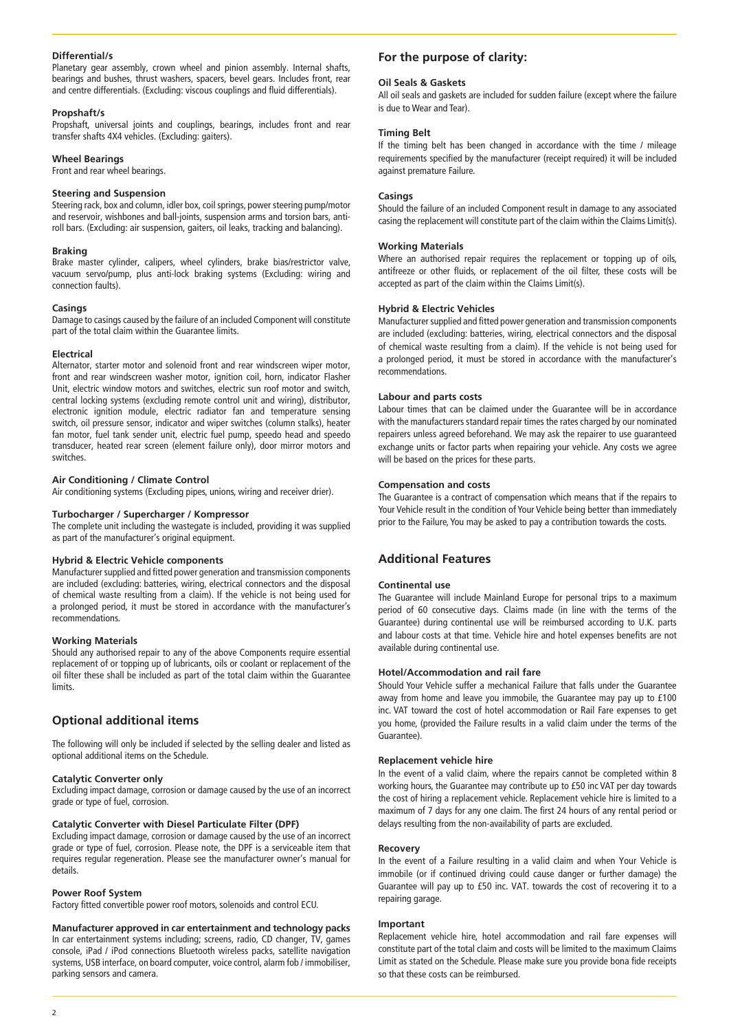### Differential/s

Planetary gear assembly, crown wheel and pinion assembly. Internal shafts, bearings and bushes, thrust washers, spacers, bevel gears. Includes front, rear and centre differentials. (Excluding: viscous couplings and fluid differentials).

### Propshaft/s

Propshaft, universal joints and couplings, bearings, includes front and rear transfer shafts 4X4 vehicles. (Excluding: gaiters).

### Wheel Bearings

Front and rear wheel bearings.

### Steering and Suspension

Steering rack, box and column, idler box, coil springs, power steering pump/motor and reservoir, wishbones and ball-joints, suspension arms and torsion bars, anti-roll bars. (Excluding: air suspension, gaiters, oil leaks, tracking and balancing).

### Braking

Brake master cylinder, calipers, wheel cylinders, brake bias/restrictor valve, vacuum servo/pump, plus anti-lock braking systems (Excluding: wiring and connection faults).

### Casings

Damage to casings caused by the failure of an included Component will constitute part of the total claim within the Guarantee limits.

### Electrical

Alternator, starter motor and solenoid front and rear windscreen wiper motor, front and rear windscreen washer motor, ignition coil, horn, indicator Flasher Unit, electric window motors and switches, electric sun roof motor and switch, central locking systems (excluding remote control unit and wiring), distributor, electronic ignition module, electric radiator fan and temperature sensing switch, oil pressure sensor, indicator and wiper switches (column stalks), heater fan motor, fuel tank sender unit, electric fuel pump, speedo head and speedo transducer, heated rear screen (element failure only), door mirror motors and switches.

### Air Conditioning / Climate Control

Air conditioning systems (Excluding pipes, unions, wiring and receiver drier).

### Turbocharger / Supercharger / Kompressor

The complete unit including the wastegate is included, providing it was supplied as part of the manufacturer's original equipment.

### Hybrid & Electric Vehicle components

Manufacturer supplied and fitted power generation and transmission components are included (excluding: batteries, wiring, electrical connectors and the disposal of chemical waste resulting from a claim). If the vehicle is not being used for a prolonged period, it must be stored in accordance with the manufacturer's recommendations.

### Working Materials

Should any authorised repair to any of the above Components require essential replacement of or topping up of lubricants, oils or coolant or replacement of the oil filter these shall be included as part of the total claim within the Guarantee limits.

## Optional additional items

The following will only be included if selected by the selling dealer and listed as optional additional items on the Schedule.

### Catalytic Converter only

Excluding impact damage, corrosion or damage caused by the use of an incorrect grade or type of fuel, corrosion.

### Catalytic Converter with Diesel Particulate Filter (DPF)

Excluding impact damage, corrosion or damage caused by the use of an incorrect grade or type of fuel, corrosion. Please note, the DPF is a serviceable item that requires regular regeneration. Please see the manufacturer owner's manual for details.

### Power Roof System

Factory fitted convertible power roof motors, solenoids and control ECU.

### Manufacturer approved in car entertainment and technology packs

In car entertainment systems including; screens, radio, CD changer, TV, games console, iPad / iPod connections Bluetooth wireless packs, satellite navigation systems, USB interface, on board computer, voice control, alarm fob / immobiliser, parking sensors and camera.

## For the purpose of clarity:

### Oil Seals & Gaskets

All oil seals and gaskets are included for sudden failure (except where the failure is due to Wear and Tear).

### Timing Belt

If the timing belt has been changed in accordance with the time / mileage requirements specified by the manufacturer (receipt required) it will be included against premature Failure.

### Casings

Should the failure of an included Component result in damage to any associated casing the replacement will constitute part of the claim within the Claims Limit(s).

### Working Materials

Where an authorised repair requires the replacement or topping up of oils, antifreeze or other fluids, or replacement of the oil filter, these costs will be accepted as part of the claim within the Claims Limit(s).

### Hybrid & Electric Vehicles

Manufacturer supplied and fitted power generation and transmission components are included (excluding: batteries, wiring, electrical connectors and the disposal of chemical waste resulting from a claim). If the vehicle is not being used for a prolonged period, it must be stored in accordance with the manufacturer's recommendations.

### Labour and parts costs

Labour times that can be claimed under the Guarantee will be in accordance with the manufacturers standard repair times the rates charged by our nominated repairers unless agreed beforehand. We may ask the repairer to use guaranteed exchange units or factor parts when repairing your vehicle. Any costs we agree will be based on the prices for these parts.

### Compensation and costs

The Guarantee is a contract of compensation which means that if the repairs to Your Vehicle result in the condition of Your Vehicle being better than immediately prior to the Failure, You may be asked to pay a contribution towards the costs.

## Additional Features

### Continental use

The Guarantee will include Mainland Europe for personal trips to a maximum period of 60 consecutive days. Claims made (in line with the terms of the Guarantee) during continental use will be reimbursed according to U.K. parts and labour costs at that time. Vehicle hire and hotel expenses benefits are not available during continental use.

### Hotel/Accommodation and rail fare

Should Your Vehicle suffer a mechanical Failure that falls under the Guarantee away from home and leave you immobile, the Guarantee may pay up to £100 inc. VAT toward the cost of hotel accommodation or Rail Fare expenses to get you home, (provided the Failure results in a valid claim under the terms of the Guarantee).

### Replacement vehicle hire

In the event of a valid claim, where the repairs cannot be completed within 8 working hours, the Guarantee may contribute up to £50 inc VAT per day towards the cost of hiring a replacement vehicle. Replacement vehicle hire is limited to a maximum of 7 days for any one claim. The first 24 hours of any rental period or delays resulting from the non-availability of parts are excluded.

### Recovery

In the event of a Failure resulting in a valid claim and when Your Vehicle is immobile (or if continued driving could cause danger or further damage) the Guarantee will pay up to £50 inc. VAT. towards the cost of recovering it to a repairing garage.

### Important

Replacement vehicle hire, hotel accommodation and rail fare expenses will constitute part of the total claim and costs will be limited to the maximum Claims Limit as stated on the Schedule. Please make sure you provide bona fide receipts so that these costs can be reimbursed.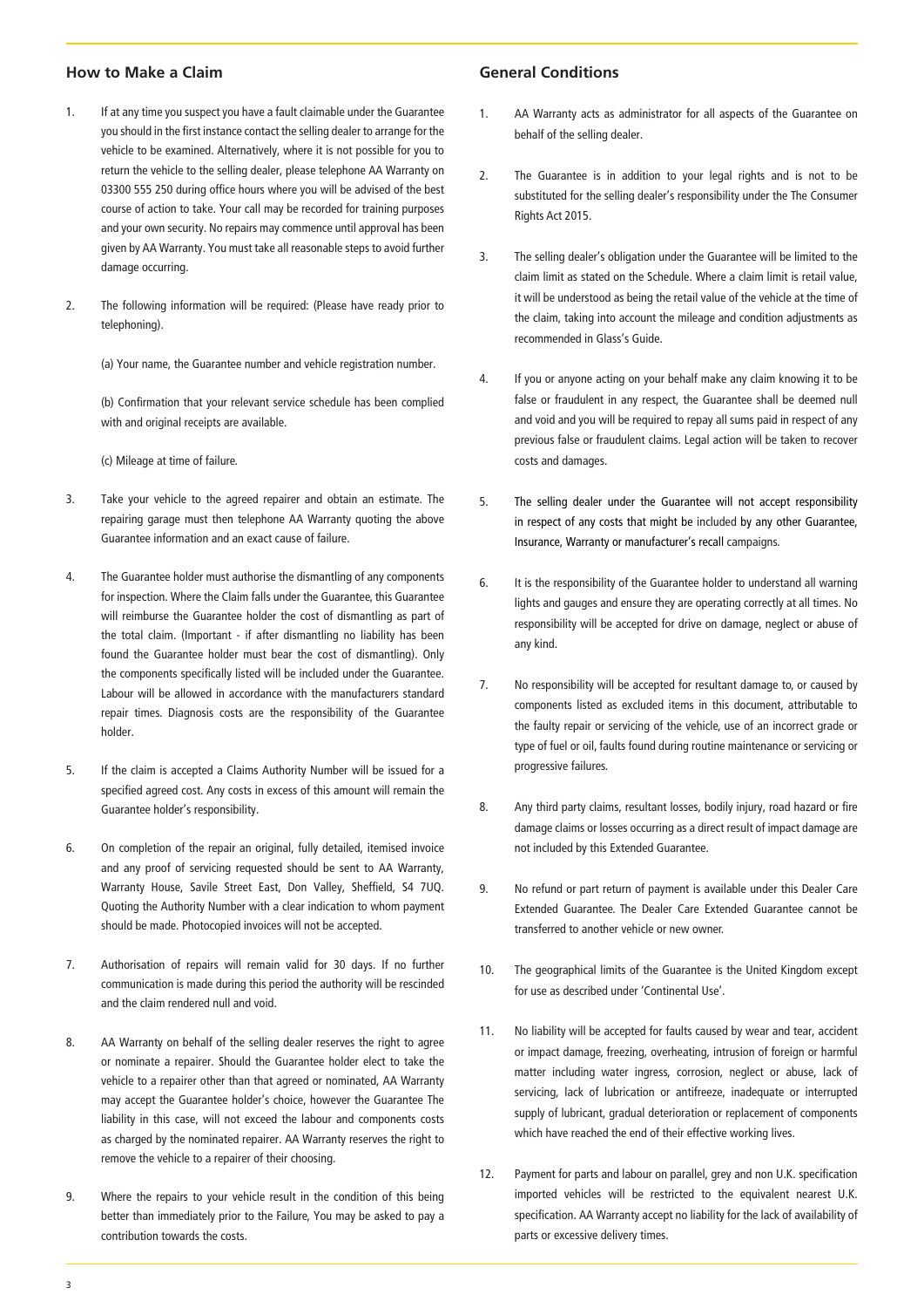## How to Make a Claim

1. If at any time you suspect you have a fault claimable under the Guarantee you should in the first instance contact the selling dealer to arrange for the vehicle to be examined. Alternatively, where it is not possible for you to return the vehicle to the selling dealer, please telephone AA Warranty on 03300 555 250 during office hours where you will be advised of the best course of action to take. Your call may be recorded for training purposes and your own security. No repairs may commence until approval has been given by AA Warranty. You must take all reasonable steps to avoid further damage occurring.

2. The following information will be required: (Please have ready prior to telephoning).

   (a) Your name, the Guarantee number and vehicle registration number.

   (b) Confirmation that your relevant service schedule has been complied with and original receipts are available.

   (c) Mileage at time of failure.

3. Take your vehicle to the agreed repairer and obtain an estimate. The repairing garage must then telephone AA Warranty quoting the above Guarantee information and an exact cause of failure.

4. The Guarantee holder must authorise the dismantling of any components for inspection. Where the Claim falls under the Guarantee, this Guarantee will reimburse the Guarantee holder the cost of dismantling as part of the total claim. (Important - if after dismantling no liability has been found the Guarantee holder must bear the cost of dismantling). Only the components specifically listed will be included under the Guarantee. Labour will be allowed in accordance with the manufacturers standard repair times. Diagnosis costs are the responsibility of the Guarantee holder.

5. If the claim is accepted a Claims Authority Number will be issued for a specified agreed cost. Any costs in excess of this amount will remain the Guarantee holder's responsibility.

6. On completion of the repair an original, fully detailed, itemised invoice and any proof of servicing requested should be sent to AA Warranty, Warranty House, Savile Street East, Don Valley, Sheffield, S4 7UQ. Quoting the Authority Number with a clear indication to whom payment should be made. Photocopied invoices will not be accepted.

7. Authorisation of repairs will remain valid for 30 days. If no further communication is made during this period the authority will be rescinded and the claim rendered null and void.

8. AA Warranty on behalf of the selling dealer reserves the right to agree or nominate a repairer. Should the Guarantee holder elect to take the vehicle to a repairer other than that agreed or nominated, AA Warranty may accept the Guarantee holder's choice, however the Guarantee The liability in this case, will not exceed the labour and components costs as charged by the nominated repairer. AA Warranty reserves the right to remove the vehicle to a repairer of their choosing.

9. Where the repairs to your vehicle result in the condition of this being better than immediately prior to the Failure, You may be asked to pay a contribution towards the costs.

## General Conditions

1. AA Warranty acts as administrator for all aspects of the Guarantee on behalf of the selling dealer.

2. The Guarantee is in addition to your legal rights and is not to be substituted for the selling dealer's responsibility under the The Consumer Rights Act 2015.

3. The selling dealer's obligation under the Guarantee will be limited to the claim limit as stated on the Schedule. Where a claim limit is retail value, it will be understood as being the retail value of the vehicle at the time of the claim, taking into account the mileage and condition adjustments as recommended in Glass's Guide.

4. If you or anyone acting on your behalf make any claim knowing it to be false or fraudulent in any respect, the Guarantee shall be deemed null and void and you will be required to repay all sums paid in respect of any previous false or fraudulent claims. Legal action will be taken to recover costs and damages.

5. The selling dealer under the Guarantee will not accept responsibility in respect of any costs that might be included by any other Guarantee, Insurance, Warranty or manufacturer's recall campaigns.

6. It is the responsibility of the Guarantee holder to understand all warning lights and gauges and ensure they are operating correctly at all times. No responsibility will be accepted for drive on damage, neglect or abuse of any kind.

7. No responsibility will be accepted for resultant damage to, or caused by components listed as excluded items in this document, attributable to the faulty repair or servicing of the vehicle, use of an incorrect grade or type of fuel or oil, faults found during routine maintenance or servicing or progressive failures.

8. Any third party claims, resultant losses, bodily injury, road hazard or fire damage claims or losses occurring as a direct result of impact damage are not included by this Extended Guarantee.

9. No refund or part return of payment is available under this Dealer Care Extended Guarantee. The Dealer Care Extended Guarantee cannot be transferred to another vehicle or new owner.

10. The geographical limits of the Guarantee is the United Kingdom except for use as described under 'Continental Use'.

11. No liability will be accepted for faults caused by wear and tear, accident or impact damage, freezing, overheating, intrusion of foreign or harmful matter including water ingress, corrosion, neglect or abuse, lack of servicing, lack of lubrication or antifreeze, inadequate or interrupted supply of lubricant, gradual deterioration or replacement of components which have reached the end of their effective working lives.

12. Payment for parts and labour on parallel, grey and non U.K. specification imported vehicles will be restricted to the equivalent nearest U.K. specification. AA Warranty accept no liability for the lack of availability of parts or excessive delivery times.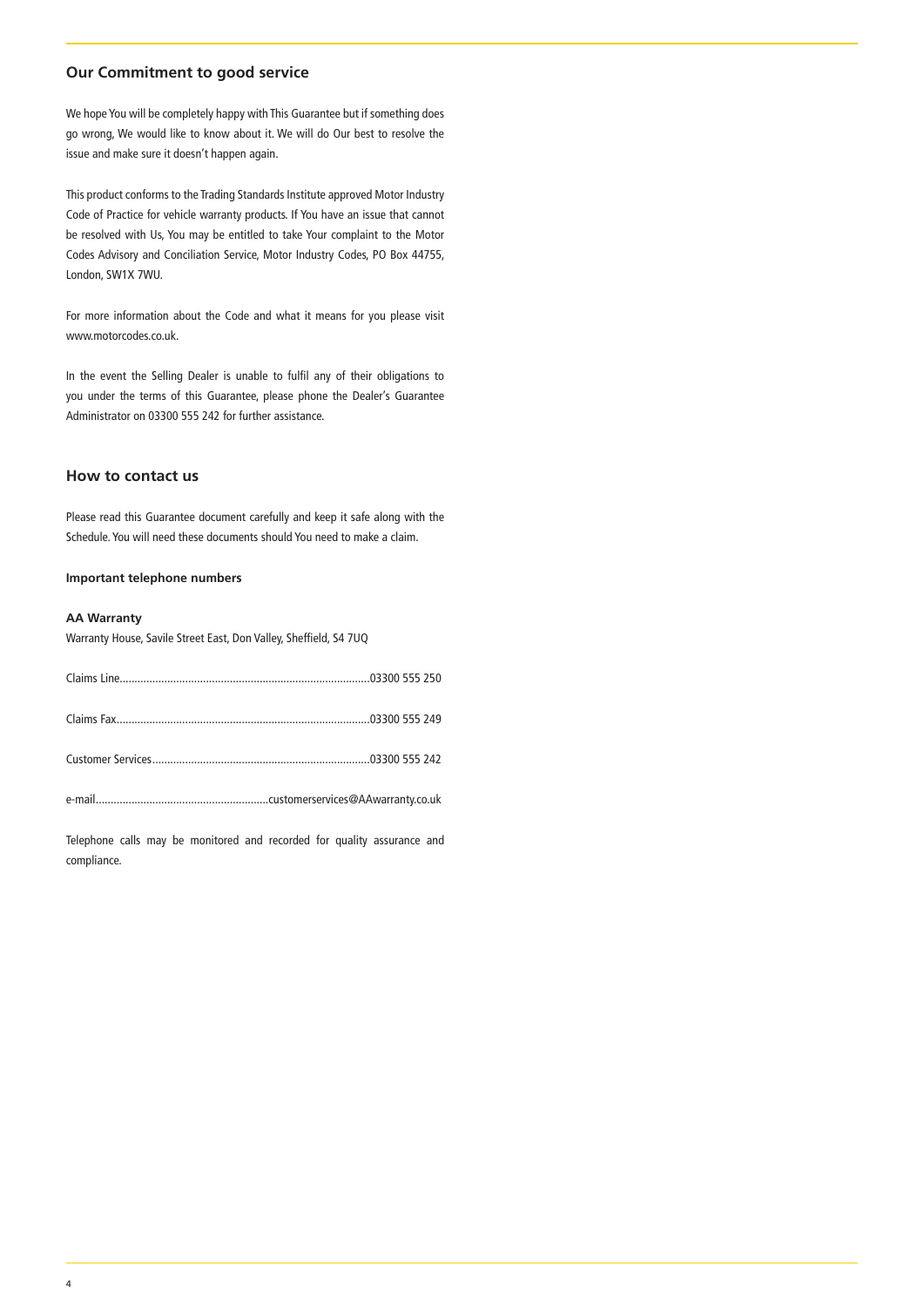## Our Commitment to good service

We hope You will be completely happy with This Guarantee but if something does go wrong, We would like to know about it. We will do Our best to resolve the issue and make sure it doesn't happen again.

This product conforms to the Trading Standards Institute approved Motor Industry Code of Practice for vehicle warranty products. If You have an issue that cannot be resolved with Us, You may be entitled to take Your complaint to the Motor Codes Advisory and Conciliation Service, Motor Industry Codes, PO Box 44755, London, SW1X 7WU.

For more information about the Code and what it means for you please visit www.motorcodes.co.uk.

In the event the Selling Dealer is unable to fulfil any of their obligations to you under the terms of this Guarantee, please phone the Dealer's Guarantee Administrator on 03300 555 242 for further assistance.

## How to contact us

Please read this Guarantee document carefully and keep it safe along with the Schedule. You will need these documents should You need to make a claim.

### Important telephone numbers

**AA Warranty**

Warranty House, Savile Street East, Don Valley, Sheffield, S4 7UQ

Claims Line....................................................................................03300 555 250

Claims Fax.....................................................................................03300 555 249

Customer Services.........................................................................03300 555 242

e-mail...........................................................customerservices@AAwarranty.co.uk

Telephone calls may be monitored and recorded for quality assurance and compliance.